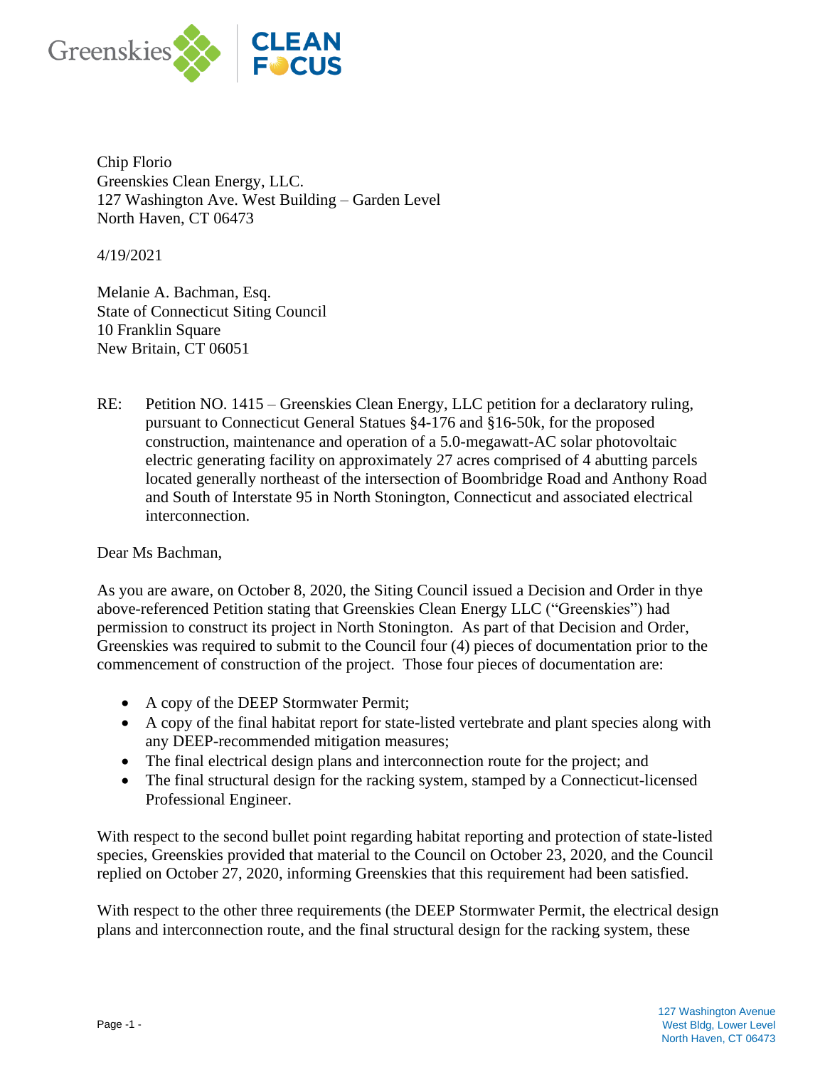Chip Florio
Greenskies Clean Energy, LLC.
127 Washington Ave. West Building – Garden Level
North Haven, CT 06473

4/19/2021

Melanie A. Bachman, Esq.
State of Connecticut Siting Council
10 Franklin Square
New Britain, CT 06051

RE: Petition NO. 1415 – Greenskies Clean Energy, LLC petition for a declaratory ruling, pursuant to Connecticut General Statues §4-176 and §16-50k, for the proposed construction, maintenance and operation of a 5.0-megawatt-AC solar photovoltaic electric generating facility on approximately 27 acres comprised of 4 abutting parcels located generally northeast of the intersection of Boombridge Road and Anthony Road and South of Interstate 95 in North Stonington, Connecticut and associated electrical interconnection.

Dear Ms Bachman,

As you are aware, on October 8, 2020, the Siting Council issued a Decision and Order in thye above-referenced Petition stating that Greenskies Clean Energy LLC ("Greenskies") had permission to construct its project in North Stonington. As part of that Decision and Order, Greenskies was required to submit to the Council four (4) pieces of documentation prior to the commencement of construction of the project. Those four pieces of documentation are:

- A copy of the DEEP Stormwater Permit;
- A copy of the final habitat report for state-listed vertebrate and plant species along with any DEEP-recommended mitigation measures;
- The final electrical design plans and interconnection route for the project; and
- The final structural design for the racking system, stamped by a Connecticut-licensed Professional Engineer.

With respect to the second bullet point regarding habitat reporting and protection of state-listed species, Greenskies provided that material to the Council on October 23, 2020, and the Council replied on October 27, 2020, informing Greenskies that this requirement had been satisfied.

With respect to the other three requirements (the DEEP Stormwater Permit, the electrical design plans and interconnection route, and the final structural design for the racking system, these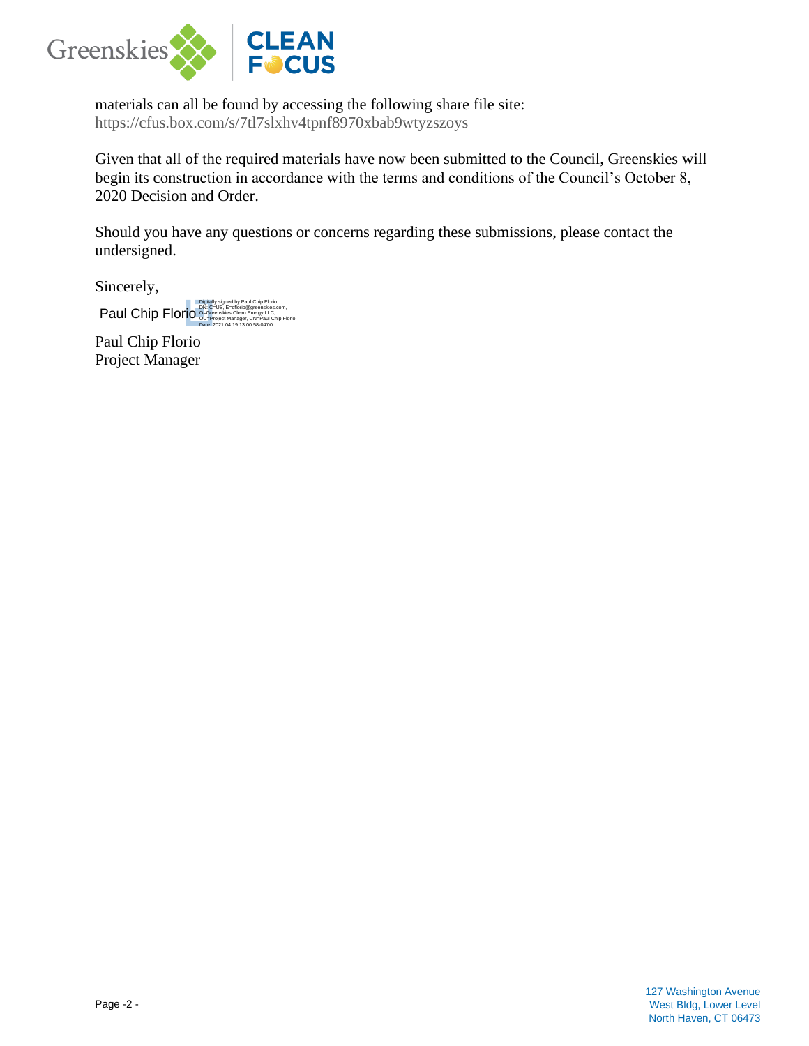materials can all be found by accessing the following share file site: https://cfus.box.com/s/7tl7slxhv4tpnf8970xbab9wtyzszoys

Given that all of the required materials have now been submitted to the Council, Greenskies will begin its construction in accordance with the terms and conditions of the Council's October 8, 2020 Decision and Order.

Should you have any questions or concerns regarding these submissions, please contact the undersigned.

Sincerely,

Paul Chip Florio Digitally signed by Paul Chip Florio DN: C=US, E=cflorio@greenskies.com, O=Greenskies Clean Energy LLC, OU=Project Manager, CN=Paul Chip Florio Date: 2021.04.19 13:00:58-04'00'

Paul Chip Florio
Project Manager

127 Washington Avenue
West Bldg, Lower Level
North Haven, CT 06473